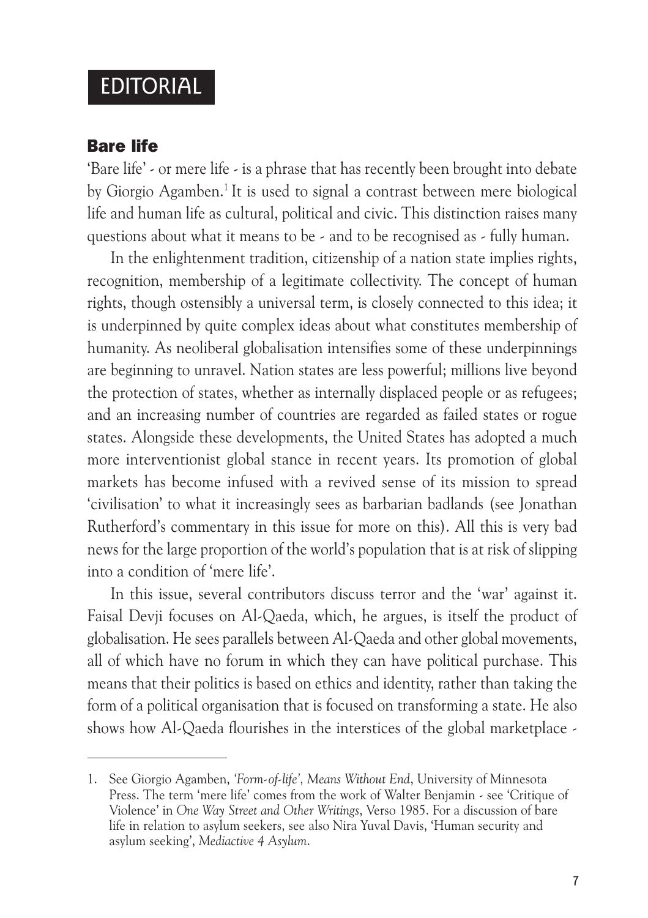# EDITORIAL

## Bare life

'Bare life' - or mere life - is a phrase that has recently been brought into debate by Giorgio Agamben.[1] It is used to signal a contrast between mere biological life and human life as cultural, political and civic. This distinction raises many questions about what it means to be - and to be recognised as - fully human.

In the enlightenment tradition, citizenship of a nation state implies rights, recognition, membership of a legitimate collectivity. The concept of human rights, though ostensibly a universal term, is closely connected to this idea; it is underpinned by quite complex ideas about what constitutes membership of humanity. As neoliberal globalisation intensifies some of these underpinnings are beginning to unravel. Nation states are less powerful; millions live beyond the protection of states, whether as internally displaced people or as refugees; and an increasing number of countries are regarded as failed states or rogue states. Alongside these developments, the United States has adopted a much more interventionist global stance in recent years. Its promotion of global markets has become infused with a revived sense of its mission to spread 'civilisation' to what it increasingly sees as barbarian badlands (see Jonathan Rutherford's commentary in this issue for more on this). All this is very bad news for the large proportion of the world's population that is at risk of slipping into a condition of 'mere life'.

In this issue, several contributors discuss terror and the 'war' against it. Faisal Devji focuses on Al-Qaeda, which, he argues, is itself the product of globalisation. He sees parallels between Al-Qaeda and other global movements, all of which have no forum in which they can have political purchase. This means that their politics is based on ethics and identity, rather than taking the form of a political organisation that is focused on transforming a state. He also shows how Al-Qaeda flourishes in the interstices of the global marketplace -

---

1. See Giorgio Agamben, *'Form-of-life', Means Without End*, University of Minnesota Press. The term 'mere life' comes from the work of Walter Benjamin - see 'Critique of Violence' in *One Way Street and Other Writings*, Verso 1985. For a discussion of bare life in relation to asylum seekers, see also Nira Yuval Davis, 'Human security and asylum seeking', *Mediactive 4 Asylum*.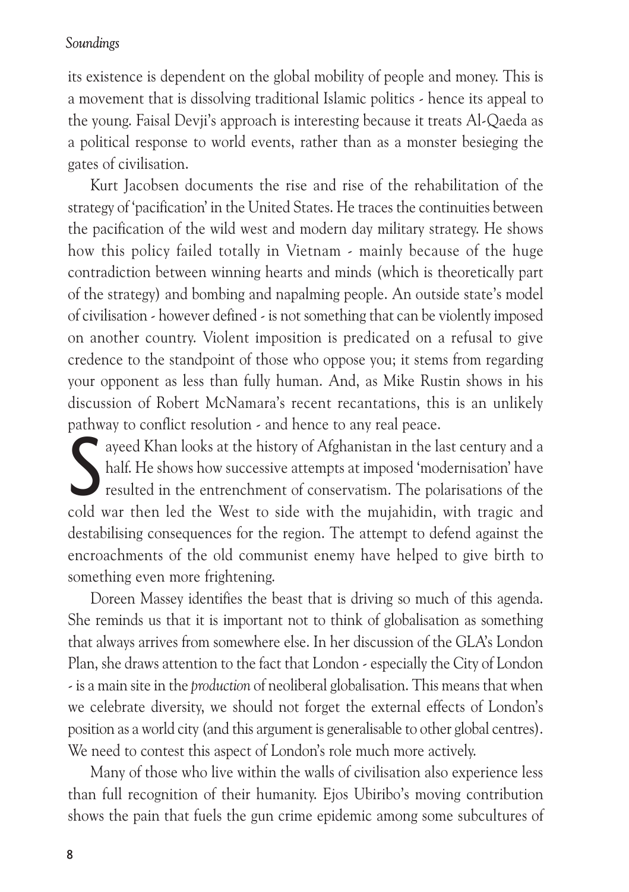its existence is dependent on the global mobility of people and money. This is a movement that is dissolving traditional Islamic politics - hence its appeal to the young. Faisal Devji's approach is interesting because it treats Al-Qaeda as a political response to world events, rather than as a monster besieging the gates of civilisation.

Kurt Jacobsen documents the rise and rise of the rehabilitation of the strategy of 'pacification' in the United States. He traces the continuities between the pacification of the wild west and modern day military strategy. He shows how this policy failed totally in Vietnam - mainly because of the huge contradiction between winning hearts and minds (which is theoretically part of the strategy) and bombing and napalming people. An outside state's model of civilisation - however defined - is not something that can be violently imposed on another country. Violent imposition is predicated on a refusal to give credence to the standpoint of those who oppose you; it stems from regarding your opponent as less than fully human. And, as Mike Rustin shows in his discussion of Robert McNamara's recent recantations, this is an unlikely pathway to conflict resolution - and hence to any real peace.

Sayeed Khan looks at the history of Afghanistan in the last century and a half. He shows how successive attempts at imposed 'modernisation' have resulted in the entrenchment of conservatism. The polarisations of the cold war then led the West to side with the mujahidin, with tragic and destabilising consequences for the region. The attempt to defend against the encroachments of the old communist enemy have helped to give birth to something even more frightening.

Doreen Massey identifies the beast that is driving so much of this agenda. She reminds us that it is important not to think of globalisation as something that always arrives from somewhere else. In her discussion of the GLA's London Plan, she draws attention to the fact that London - especially the City of London - is a main site in the *production* of neoliberal globalisation. This means that when we celebrate diversity, we should not forget the external effects of London's position as a world city (and this argument is generalisable to other global centres). We need to contest this aspect of London's role much more actively.

Many of those who live within the walls of civilisation also experience less than full recognition of their humanity. Ejos Ubiribo's moving contribution shows the pain that fuels the gun crime epidemic among some subcultures of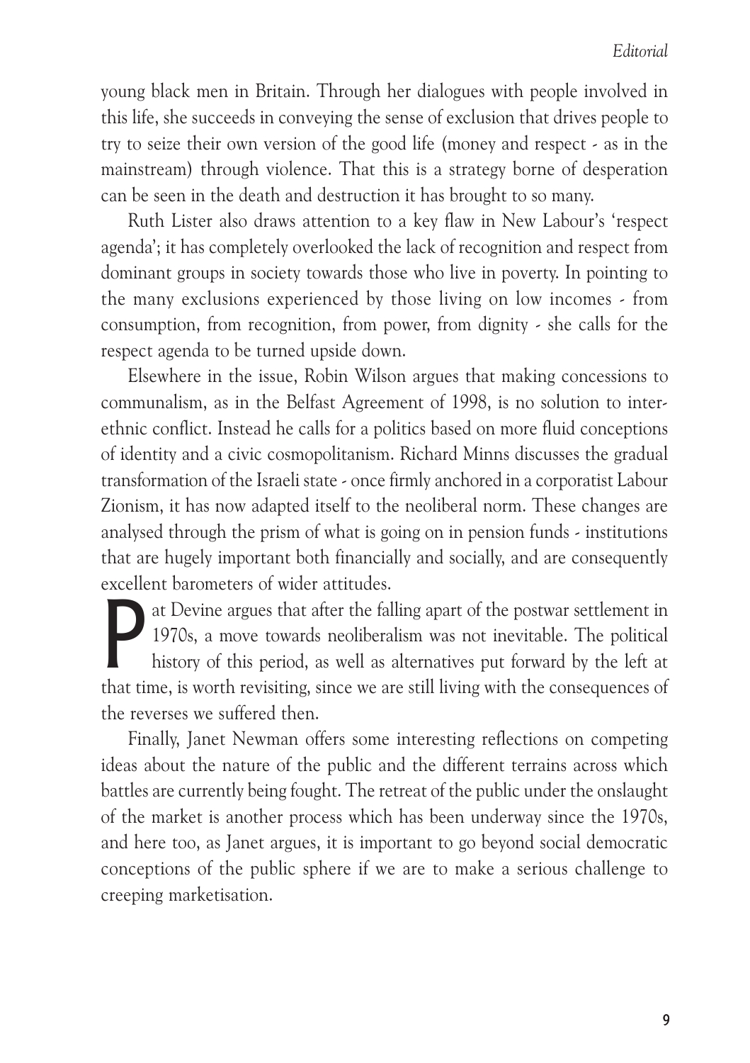young black men in Britain. Through her dialogues with people involved in this life, she succeeds in conveying the sense of exclusion that drives people to try to seize their own version of the good life (money and respect - as in the mainstream) through violence. That this is a strategy borne of desperation can be seen in the death and destruction it has brought to so many.

Ruth Lister also draws attention to a key flaw in New Labour's 'respect agenda'; it has completely overlooked the lack of recognition and respect from dominant groups in society towards those who live in poverty. In pointing to the many exclusions experienced by those living on low incomes - from consumption, from recognition, from power, from dignity - she calls for the respect agenda to be turned upside down.

Elsewhere in the issue, Robin Wilson argues that making concessions to communalism, as in the Belfast Agreement of 1998, is no solution to inter-ethnic conflict. Instead he calls for a politics based on more fluid conceptions of identity and a civic cosmopolitanism. Richard Minns discusses the gradual transformation of the Israeli state - once firmly anchored in a corporatist Labour Zionism, it has now adapted itself to the neoliberal norm. These changes are analysed through the prism of what is going on in pension funds - institutions that are hugely important both financially and socially, and are consequently excellent barometers of wider attitudes.

Pat Devine argues that after the falling apart of the postwar settlement in 1970s, a move towards neoliberalism was not inevitable. The political history of this period, as well as alternatives put forward by the left at that time, is worth revisiting, since we are still living with the consequences of the reverses we suffered then.

Finally, Janet Newman offers some interesting reflections on competing ideas about the nature of the public and the different terrains across which battles are currently being fought. The retreat of the public under the onslaught of the market is another process which has been underway since the 1970s, and here too, as Janet argues, it is important to go beyond social democratic conceptions of the public sphere if we are to make a serious challenge to creeping marketisation.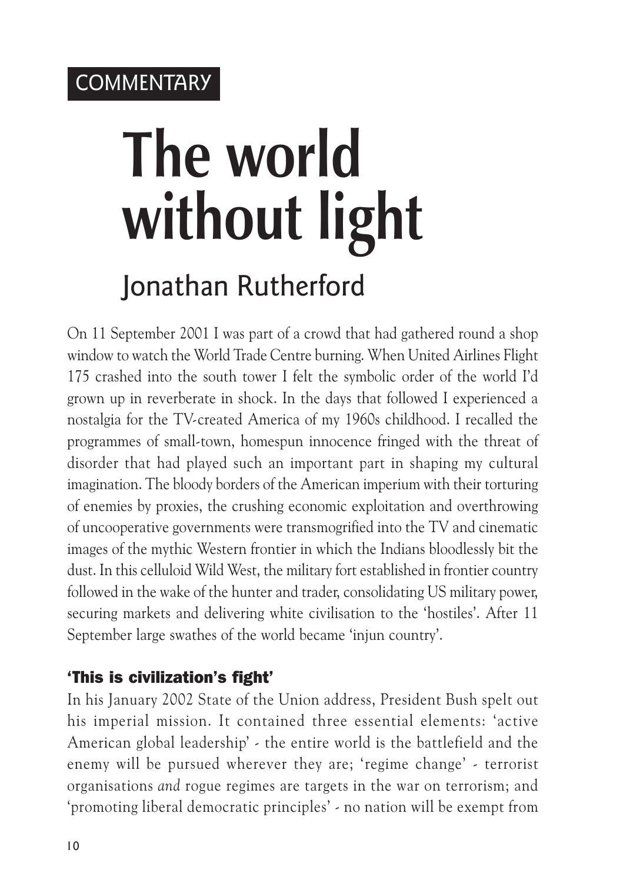COMMENTARY

# The world without light

## Jonathan Rutherford

On 11 September 2001 I was part of a crowd that had gathered round a shop window to watch the World Trade Centre burning. When United Airlines Flight 175 crashed into the south tower I felt the symbolic order of the world I'd grown up in reverberate in shock. In the days that followed I experienced a nostalgia for the TV-created America of my 1960s childhood. I recalled the programmes of small-town, homespun innocence fringed with the threat of disorder that had played such an important part in shaping my cultural imagination. The bloody borders of the American imperium with their torturing of enemies by proxies, the crushing economic exploitation and overthrowing of uncooperative governments were transmogrified into the TV and cinematic images of the mythic Western frontier in which the Indians bloodlessly bit the dust. In this celluloid Wild West, the military fort established in frontier country followed in the wake of the hunter and trader, consolidating US military power, securing markets and delivering white civilisation to the 'hostiles'. After 11 September large swathes of the world became 'injun country'.

### 'This is civilization's fight'

In his January 2002 State of the Union address, President Bush spelt out his imperial mission. It contained three essential elements: 'active American global leadership' - the entire world is the battlefield and the enemy will be pursued wherever they are; 'regime change' - terrorist organisations *and* rogue regimes are targets in the war on terrorism; and 'promoting liberal democratic principles' - no nation will be exempt from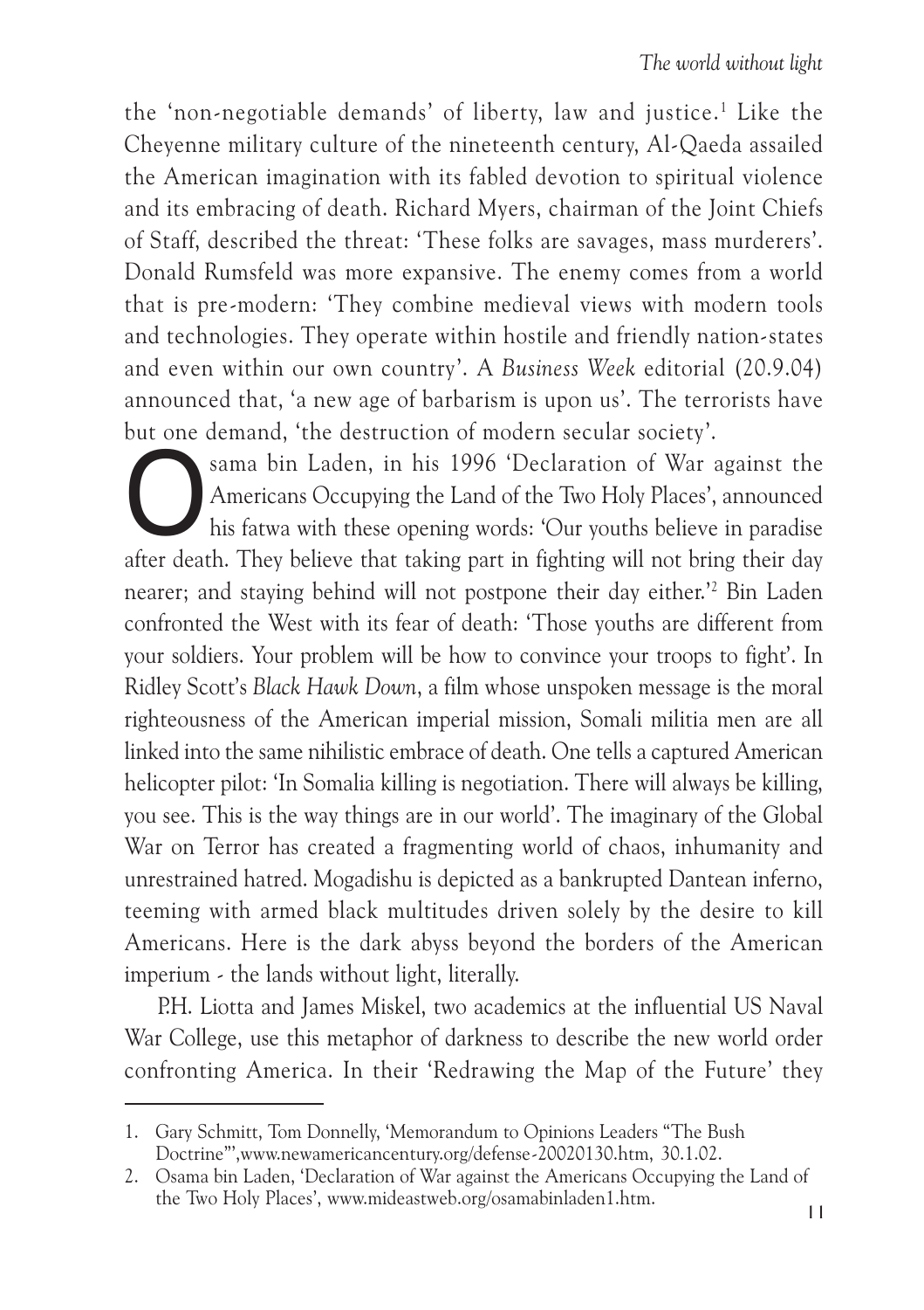the 'non-negotiable demands' of liberty, law and justice.[1] Like the Cheyenne military culture of the nineteenth century, Al-Qaeda assailed the American imagination with its fabled devotion to spiritual violence and its embracing of death. Richard Myers, chairman of the Joint Chiefs of Staff, described the threat: 'These folks are savages, mass murderers'. Donald Rumsfeld was more expansive. The enemy comes from a world that is pre-modern: 'They combine medieval views with modern tools and technologies. They operate within hostile and friendly nation-states and even within our own country'. A *Business Week* editorial (20.9.04) announced that, 'a new age of barbarism is upon us'. The terrorists have but one demand, 'the destruction of modern secular society'.

Osama bin Laden, in his 1996 'Declaration of War against the Americans Occupying the Land of the Two Holy Places', announced his fatwa with these opening words: 'Our youths believe in paradise after death. They believe that taking part in fighting will not bring their day nearer; and staying behind will not postpone their day either.'[2] Bin Laden confronted the West with its fear of death: 'Those youths are different from your soldiers. Your problem will be how to convince your troops to fight'. In Ridley Scott's *Black Hawk Down*, a film whose unspoken message is the moral righteousness of the American imperial mission, Somali militia men are all linked into the same nihilistic embrace of death. One tells a captured American helicopter pilot: 'In Somalia killing is negotiation. There will always be killing, you see. This is the way things are in our world'. The imaginary of the Global War on Terror has created a fragmenting world of chaos, inhumanity and unrestrained hatred. Mogadishu is depicted as a bankrupted Dantean inferno, teeming with armed black multitudes driven solely by the desire to kill Americans. Here is the dark abyss beyond the borders of the American imperium - the lands without light, literally.

P.H. Liotta and James Miskel, two academics at the influential US Naval War College, use this metaphor of darkness to describe the new world order confronting America. In their 'Redrawing the Map of the Future' they

---

1. Gary Schmitt, Tom Donnelly, 'Memorandum to Opinions Leaders "The Bush Doctrine"',www.newamericancentury.org/defense-20020130.htm, 30.1.02.
2. Osama bin Laden, 'Declaration of War against the Americans Occupying the Land of the Two Holy Places', www.mideastweb.org/osamabinladen1.htm.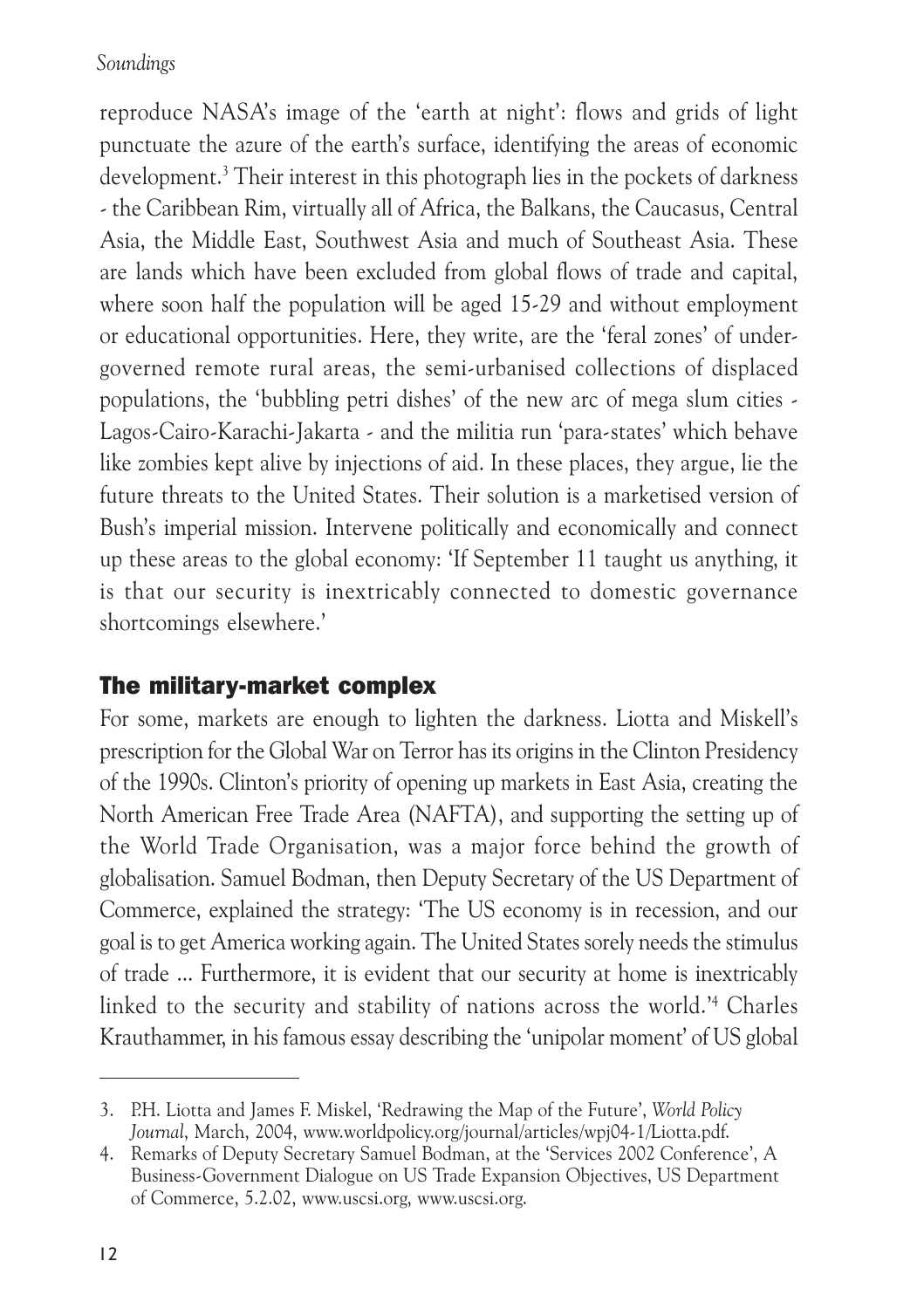reproduce NASA's image of the 'earth at night': flows and grids of light punctuate the azure of the earth's surface, identifying the areas of economic development.[3] Their interest in this photograph lies in the pockets of darkness - the Caribbean Rim, virtually all of Africa, the Balkans, the Caucasus, Central Asia, the Middle East, Southwest Asia and much of Southeast Asia. These are lands which have been excluded from global flows of trade and capital, where soon half the population will be aged 15-29 and without employment or educational opportunities. Here, they write, are the 'feral zones' of under-governed remote rural areas, the semi-urbanised collections of displaced populations, the 'bubbling petri dishes' of the new arc of mega slum cities - Lagos-Cairo-Karachi-Jakarta - and the militia run 'para-states' which behave like zombies kept alive by injections of aid. In these places, they argue, lie the future threats to the United States. Their solution is a marketised version of Bush's imperial mission. Intervene politically and economically and connect up these areas to the global economy: 'If September 11 taught us anything, it is that our security is inextricably connected to domestic governance shortcomings elsewhere.'

## The military-market complex

For some, markets are enough to lighten the darkness. Liotta and Miskell's prescription for the Global War on Terror has its origins in the Clinton Presidency of the 1990s. Clinton's priority of opening up markets in East Asia, creating the North American Free Trade Area (NAFTA), and supporting the setting up of the World Trade Organisation, was a major force behind the growth of globalisation. Samuel Bodman, then Deputy Secretary of the US Department of Commerce, explained the strategy: 'The US economy is in recession, and our goal is to get America working again. The United States sorely needs the stimulus of trade ... Furthermore, it is evident that our security at home is inextricably linked to the security and stability of nations across the world.'[4] Charles Krauthammer, in his famous essay describing the 'unipolar moment' of US global

---

3. P.H. Liotta and James F. Miskel, 'Redrawing the Map of the Future', *World Policy Journal*, March, 2004, www.worldpolicy.org/journal/articles/wpj04-1/Liotta.pdf.

4. Remarks of Deputy Secretary Samuel Bodman, at the 'Services 2002 Conference', A Business-Government Dialogue on US Trade Expansion Objectives, US Department of Commerce, 5.2.02, www.uscsi.org, www.uscsi.org.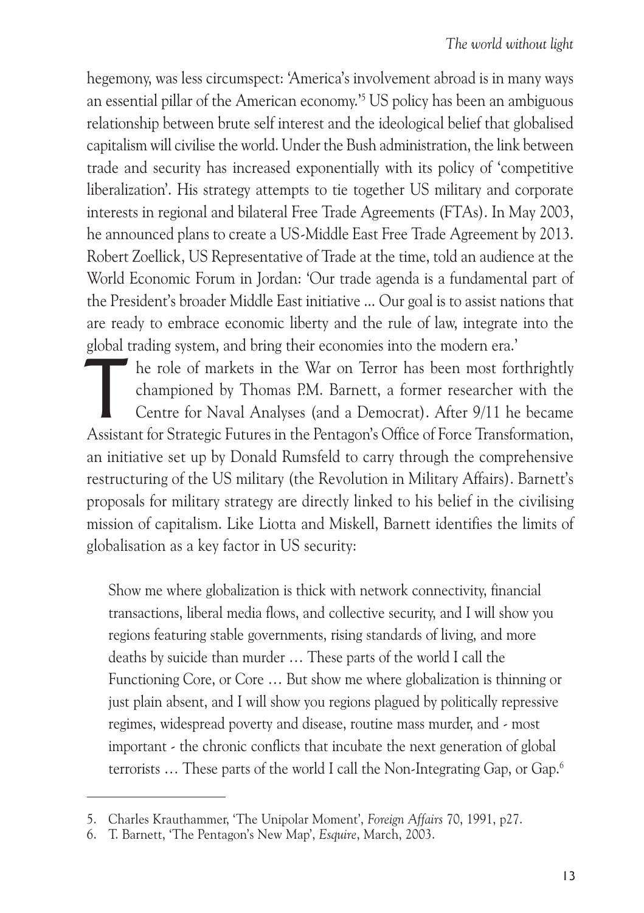hegemony, was less circumspect: 'America's involvement abroad is in many ways an essential pillar of the American economy.'[5] US policy has been an ambiguous relationship between brute self interest and the ideological belief that globalised capitalism will civilise the world. Under the Bush administration, the link between trade and security has increased exponentially with its policy of 'competitive liberalization'. His strategy attempts to tie together US military and corporate interests in regional and bilateral Free Trade Agreements (FTAs). In May 2003, he announced plans to create a US-Middle East Free Trade Agreement by 2013. Robert Zoellick, US Representative of Trade at the time, told an audience at the World Economic Forum in Jordan: 'Our trade agenda is a fundamental part of the President's broader Middle East initiative ... Our goal is to assist nations that are ready to embrace economic liberty and the rule of law, integrate into the global trading system, and bring their economies into the modern era.'

The role of markets in the War on Terror has been most forthrightly championed by Thomas P.M. Barnett, a former researcher with the Centre for Naval Analyses (and a Democrat). After 9/11 he became Assistant for Strategic Futures in the Pentagon's Office of Force Transformation, an initiative set up by Donald Rumsfeld to carry through the comprehensive restructuring of the US military (the Revolution in Military Affairs). Barnett's proposals for military strategy are directly linked to his belief in the civilising mission of capitalism. Like Liotta and Miskell, Barnett identifies the limits of globalisation as a key factor in US security:

> Show me where globalization is thick with network connectivity, financial transactions, liberal media flows, and collective security, and I will show you regions featuring stable governments, rising standards of living, and more deaths by suicide than murder … These parts of the world I call the Functioning Core, or Core … But show me where globalization is thinning or just plain absent, and I will show you regions plagued by politically repressive regimes, widespread poverty and disease, routine mass murder, and - most important - the chronic conflicts that incubate the next generation of global terrorists … These parts of the world I call the Non-Integrating Gap, or Gap.[6]

---

5. Charles Krauthammer, 'The Unipolar Moment', *Foreign Affairs* 70, 1991, p27.
6. T. Barnett, 'The Pentagon's New Map', *Esquire*, March, 2003.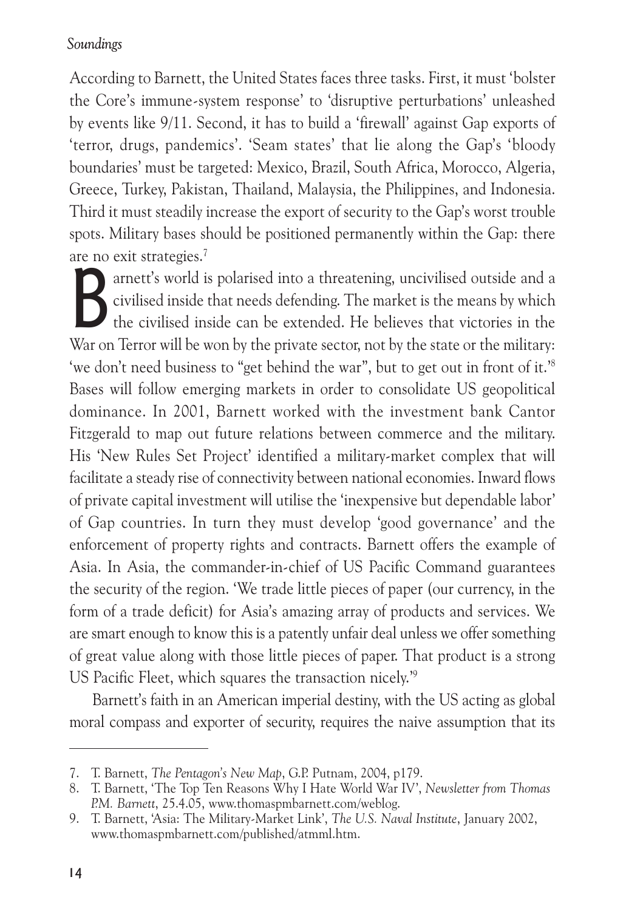According to Barnett, the United States faces three tasks. First, it must 'bolster the Core's immune-system response' to 'disruptive perturbations' unleashed by events like 9/11. Second, it has to build a 'firewall' against Gap exports of 'terror, drugs, pandemics'. 'Seam states' that lie along the Gap's 'bloody boundaries' must be targeted: Mexico, Brazil, South Africa, Morocco, Algeria, Greece, Turkey, Pakistan, Thailand, Malaysia, the Philippines, and Indonesia. Third it must steadily increase the export of security to the Gap's worst trouble spots. Military bases should be positioned permanently within the Gap: there are no exit strategies.[7]

Barnett's world is polarised into a threatening, uncivilised outside and a civilised inside that needs defending. The market is the means by which the civilised inside can be extended. He believes that victories in the War on Terror will be won by the private sector, not by the state or the military: 'we don't need business to "get behind the war", but to get out in front of it.'[8] Bases will follow emerging markets in order to consolidate US geopolitical dominance. In 2001, Barnett worked with the investment bank Cantor Fitzgerald to map out future relations between commerce and the military. His 'New Rules Set Project' identified a military-market complex that will facilitate a steady rise of connectivity between national economies. Inward flows of private capital investment will utilise the 'inexpensive but dependable labor' of Gap countries. In turn they must develop 'good governance' and the enforcement of property rights and contracts. Barnett offers the example of Asia. In Asia, the commander-in-chief of US Pacific Command guarantees the security of the region. 'We trade little pieces of paper (our currency, in the form of a trade deficit) for Asia's amazing array of products and services. We are smart enough to know this is a patently unfair deal unless we offer something of great value along with those little pieces of paper. That product is a strong US Pacific Fleet, which squares the transaction nicely.'[9]

Barnett's faith in an American imperial destiny, with the US acting as global moral compass and exporter of security, requires the naive assumption that its

---

7. T. Barnett, *The Pentagon's New Map*, G.P. Putnam, 2004, p179.
8. T. Barnett, 'The Top Ten Reasons Why I Hate World War IV', *Newsletter from Thomas P.M. Barnett*, 25.4.05, www.thomaspmbarnett.com/weblog.
9. T. Barnett, 'Asia: The Military-Market Link', *The U.S. Naval Institute*, January 2002, www.thomaspmbarnett.com/published/atmml.htm.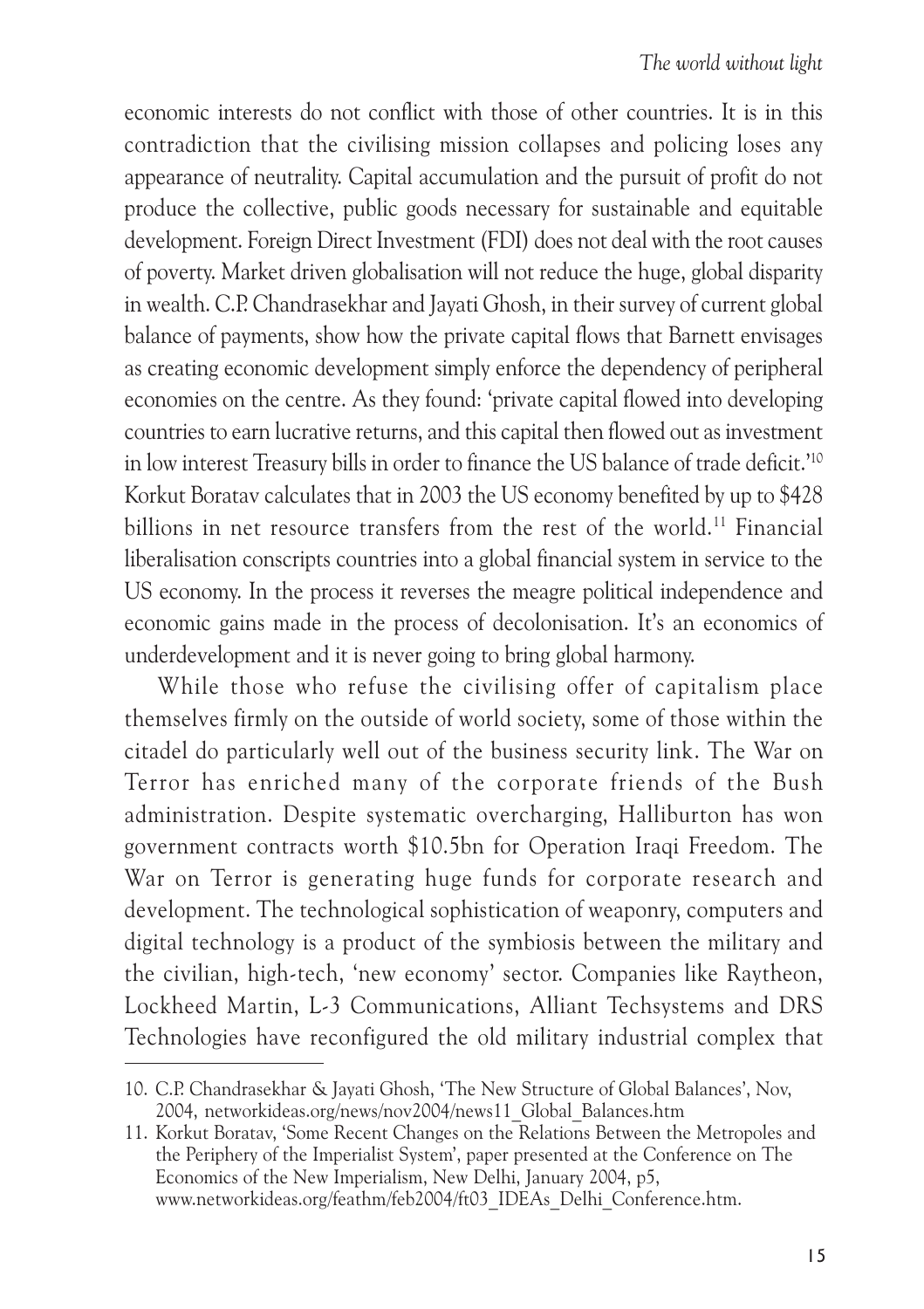economic interests do not conflict with those of other countries. It is in this contradiction that the civilising mission collapses and policing loses any appearance of neutrality. Capital accumulation and the pursuit of profit do not produce the collective, public goods necessary for sustainable and equitable development. Foreign Direct Investment (FDI) does not deal with the root causes of poverty. Market driven globalisation will not reduce the huge, global disparity in wealth. C.P. Chandrasekhar and Jayati Ghosh, in their survey of current global balance of payments, show how the private capital flows that Barnett envisages as creating economic development simply enforce the dependency of peripheral economies on the centre. As they found: 'private capital flowed into developing countries to earn lucrative returns, and this capital then flowed out as investment in low interest Treasury bills in order to finance the US balance of trade deficit.'[10] Korkut Boratav calculates that in 2003 the US economy benefited by up to $428 billions in net resource transfers from the rest of the world.[11] Financial liberalisation conscripts countries into a global financial system in service to the US economy. In the process it reverses the meagre political independence and economic gains made in the process of decolonisation. It's an economics of underdevelopment and it is never going to bring global harmony.

While those who refuse the civilising offer of capitalism place themselves firmly on the outside of world society, some of those within the citadel do particularly well out of the business security link. The War on Terror has enriched many of the corporate friends of the Bush administration. Despite systematic overcharging, Halliburton has won government contracts worth $10.5bn for Operation Iraqi Freedom. The War on Terror is generating huge funds for corporate research and development. The technological sophistication of weaponry, computers and digital technology is a product of the symbiosis between the military and the civilian, high-tech, 'new economy' sector. Companies like Raytheon, Lockheed Martin, L-3 Communications, Alliant Techsystems and DRS Technologies have reconfigured the old military industrial complex that

---

10. C.P. Chandrasekhar & Jayati Ghosh, 'The New Structure of Global Balances', Nov, 2004, networkideas.org/news/nov2004/news11_Global_Balances.htm
11. Korkut Boratav, 'Some Recent Changes on the Relations Between the Metropoles and the Periphery of the Imperialist System', paper presented at the Conference on The Economics of the New Imperialism, New Delhi, January 2004, p5, www.networkideas.org/feathm/feb2004/ft03_IDEAs_Delhi_Conference.htm.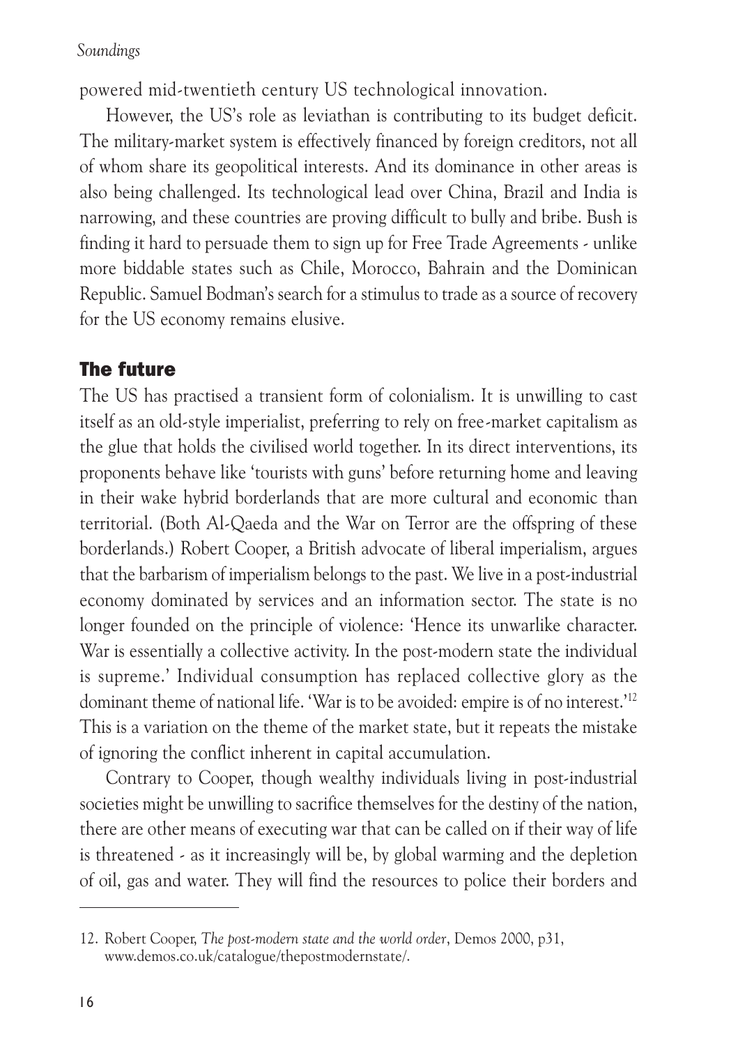powered mid-twentieth century US technological innovation.

However, the US's role as leviathan is contributing to its budget deficit. The military-market system is effectively financed by foreign creditors, not all of whom share its geopolitical interests. And its dominance in other areas is also being challenged. Its technological lead over China, Brazil and India is narrowing, and these countries are proving difficult to bully and bribe. Bush is finding it hard to persuade them to sign up for Free Trade Agreements - unlike more biddable states such as Chile, Morocco, Bahrain and the Dominican Republic. Samuel Bodman's search for a stimulus to trade as a source of recovery for the US economy remains elusive.

## The future

The US has practised a transient form of colonialism. It is unwilling to cast itself as an old-style imperialist, preferring to rely on free-market capitalism as the glue that holds the civilised world together. In its direct interventions, its proponents behave like 'tourists with guns' before returning home and leaving in their wake hybrid borderlands that are more cultural and economic than territorial. (Both Al-Qaeda and the War on Terror are the offspring of these borderlands.) Robert Cooper, a British advocate of liberal imperialism, argues that the barbarism of imperialism belongs to the past. We live in a post-industrial economy dominated by services and an information sector. The state is no longer founded on the principle of violence: 'Hence its unwarlike character. War is essentially a collective activity. In the post-modern state the individual is supreme.' Individual consumption has replaced collective glory as the dominant theme of national life. 'War is to be avoided: empire is of no interest.'[12] This is a variation on the theme of the market state, but it repeats the mistake of ignoring the conflict inherent in capital accumulation.

Contrary to Cooper, though wealthy individuals living in post-industrial societies might be unwilling to sacrifice themselves for the destiny of the nation, there are other means of executing war that can be called on if their way of life is threatened - as it increasingly will be, by global warming and the depletion of oil, gas and water. They will find the resources to police their borders and

---

12. Robert Cooper, *The post-modern state and the world order*, Demos 2000, p31, www.demos.co.uk/catalogue/thepostmodernstate/.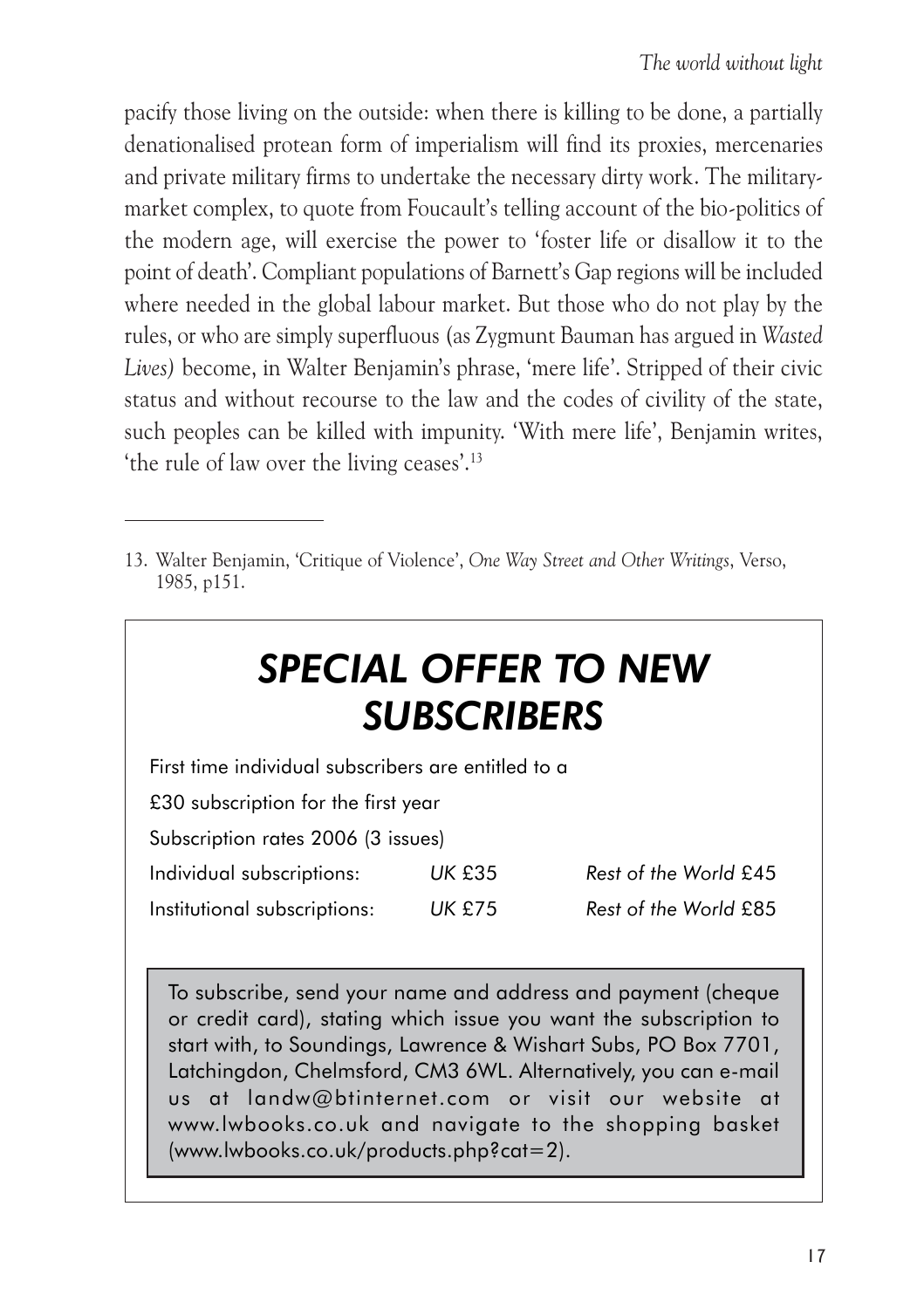pacify those living on the outside: when there is killing to be done, a partially denationalised protean form of imperialism will find its proxies, mercenaries and private military firms to undertake the necessary dirty work. The military-market complex, to quote from Foucault's telling account of the bio-politics of the modern age, will exercise the power to 'foster life or disallow it to the point of death'. Compliant populations of Barnett's Gap regions will be included where needed in the global labour market. But those who do not play by the rules, or who are simply superfluous (as Zygmunt Bauman has argued in *Wasted Lives)* become, in Walter Benjamin's phrase, 'mere life'. Stripped of their civic status and without recourse to the law and the codes of civility of the state, such peoples can be killed with impunity. 'With mere life', Benjamin writes, 'the rule of law over the living ceases'.[13]

---

13. Walter Benjamin, 'Critique of Violence', *One Way Street and Other Writings*, Verso, 1985, p151.

## *SPECIAL OFFER TO NEW SUBSCRIBERS*

First time individual subscribers are entitled to a

£30 subscription for the first year

Subscription rates 2006 (3 issues)

| | | |
|---|---|---|
| Individual subscriptions: | *UK £35* | *Rest of the World £45* |
| Institutional subscriptions: | *UK £75* | *Rest of the World £85* |

To subscribe, send your name and address and payment (cheque or credit card), stating which issue you want the subscription to start with, to Soundings, Lawrence & Wishart Subs, PO Box 7701, Latchingdon, Chelmsford, CM3 6WL. Alternatively, you can e-mail us at landw@btinternet.com or visit our website at www.lwbooks.co.uk and navigate to the shopping basket (www.lwbooks.co.uk/products.php?cat=2).